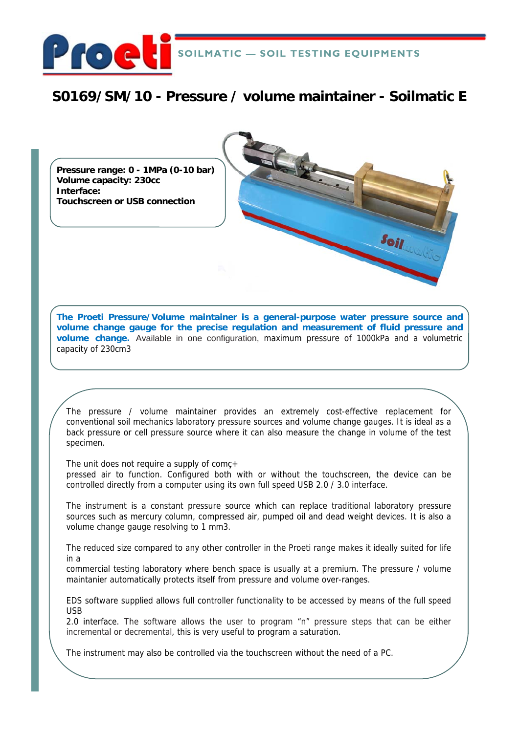# Proeti

SOILMATIC — SOIL TESTING EQUIPMENTS

## S0169/SM/10 - Pressure / volume maintainer - Soilmatic E

**Pressure range: 0 - 1MPa (0-10 bar)**
**Volume capacity: 230cc**
**Interface:**
**Touchscreen or USB connection**

**The Proeti Pressure/Volume maintainer is a general-purpose water pressure source and volume change gauge for the precise regulation and measurement of fluid pressure and volume change.** Available in one configuration, maximum pressure of 1000kPa and a volumetric capacity of 230cm3

The pressure / volume maintainer provides an extremely cost-effective replacement for conventional soil mechanics laboratory pressure sources and volume change gauges. It is ideal as a back pressure or cell pressure source where it can also measure the change in volume of the test specimen.

The unit does not require a supply of comç+
pressed air to function. Configured both with or without the touchscreen, the device can be controlled directly from a computer using its own full speed USB 2.0 / 3.0 interface.

The instrument is a constant pressure source which can replace traditional laboratory pressure sources such as mercury column, compressed air, pumped oil and dead weight devices. It is also a volume change gauge resolving to 1 mm3.

The reduced size compared to any other controller in the Proeti range makes it ideally suited for life in a
commercial testing laboratory where bench space is usually at a premium. The pressure / volume maintanier automatically protects itself from pressure and volume over-ranges.

EDS software supplied allows full controller functionality to be accessed by means of the full speed USB
2.0 interface. The software allows the user to program "n" pressure steps that can be either incremental or decremental, this is very useful to program a saturation.

The instrument may also be controlled via the touchscreen without the need of a PC.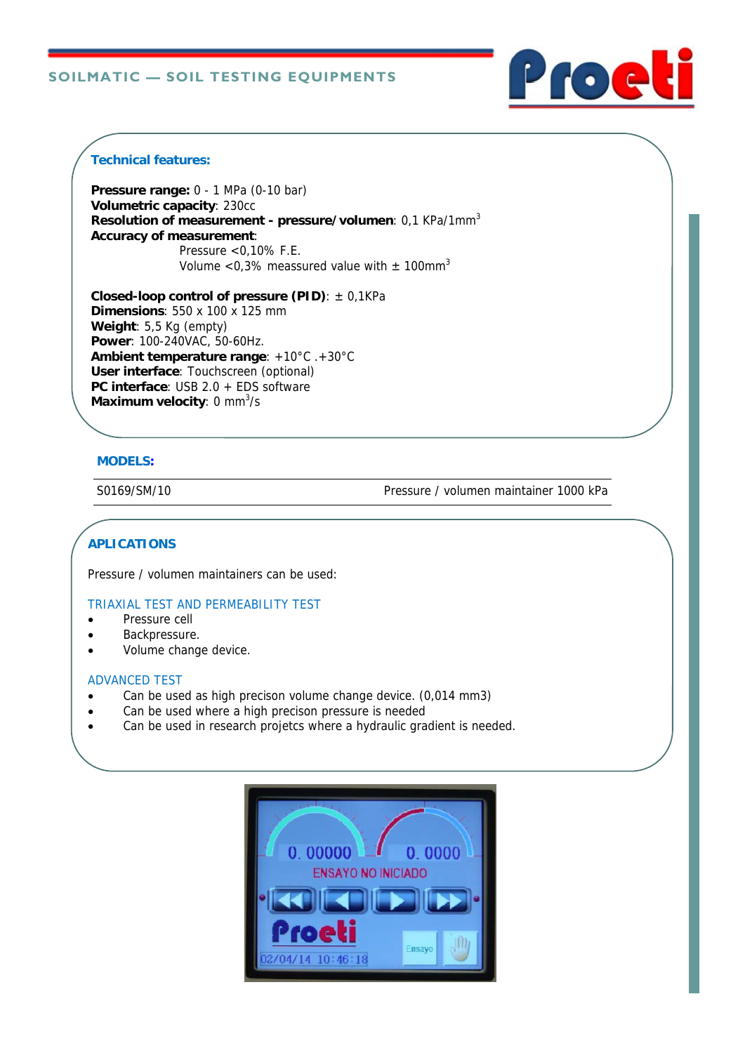**Technical features:**

**Pressure range:** 0 - 1 MPa (0-10 bar)
**Volumetric capacity**: 230cc
**Resolution of measurement - pressure/volumen**: 0,1 KPa/1mm$^3$
**Accuracy of measurement**:
Pressure <0,10% F.E.
Volume <0,3% measured value with ± 100mm$^3$

**Closed-loop control of pressure (PID)**: ± 0,1KPa
**Dimensions**: 550 x 100 x 125 mm
**Weight**: 5,5 Kg (empty)
**Power**: 100-240VAC, 50-60Hz.
**Ambient temperature range**: +10°C .+30°C
**User interface**: Touchscreen (optional)
**PC interface**: USB 2.0 + EDS software
**Maximum velocity**: 0 mm$^3$/s

**MODELS:**

| S0169/SM/10 | Pressure / volumen maintainer 1000 kPa |
|---|---|

**APLICATIONS**

Pressure / volumen maintainers can be used:

TRIAXIAL TEST AND PERMEABILITY TEST

- Pressure cell
- Backpressure.
- Volume change device.

ADVANCED TEST

- Can be used as high precison volume change device. (0,014 mm3)
- Can be used where a high precison pressure is needed
- Can be used in research projetcs where a hydraulic gradient is needed.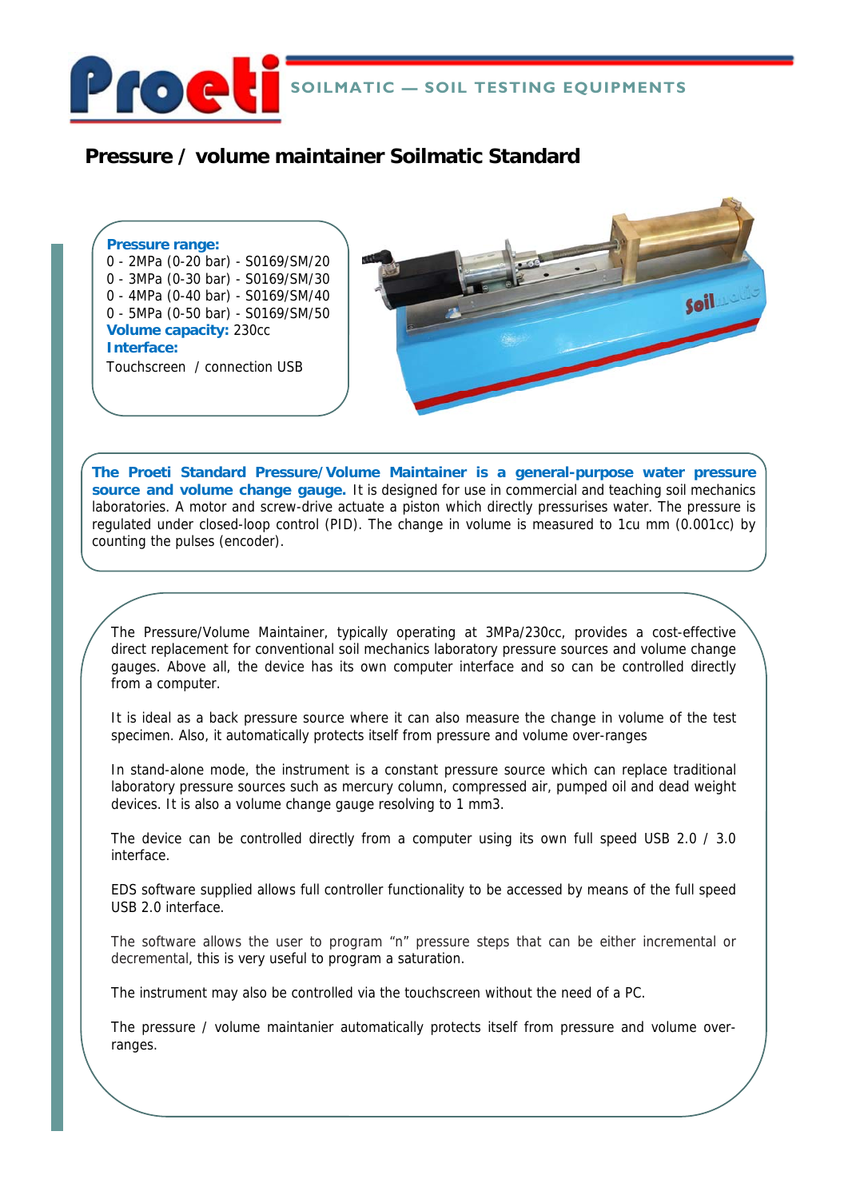# Pressure / volume maintainer Soilmatic Standard

**Pressure range:**
0 - 2MPa (0-20 bar) - S0169/SM/20
0 - 3MPa (0-30 bar) - S0169/SM/30
0 - 4MPa (0-40 bar) - S0169/SM/40
0 - 5MPa (0-50 bar) - S0169/SM/50
**Volume capacity:** 230cc
**Interface:**
Touchscreen / connection USB

**The Proeti Standard Pressure/Volume Maintainer is a general-purpose water pressure source and volume change gauge.** It is designed for use in commercial and teaching soil mechanics laboratories. A motor and screw-drive actuate a piston which directly pressurises water. The pressure is regulated under closed-loop control (PID). The change in volume is measured to 1cu mm (0.001cc) by counting the pulses (encoder).

The Pressure/Volume Maintainer, typically operating at 3MPa/230cc, provides a cost-effective direct replacement for conventional soil mechanics laboratory pressure sources and volume change gauges. Above all, the device has its own computer interface and so can be controlled directly from a computer.

It is ideal as a back pressure source where it can also measure the change in volume of the test specimen. Also, it automatically protects itself from pressure and volume over-ranges

In stand-alone mode, the instrument is a constant pressure source which can replace traditional laboratory pressure sources such as mercury column, compressed air, pumped oil and dead weight devices. It is also a volume change gauge resolving to 1 mm3.

The device can be controlled directly from a computer using its own full speed USB 2.0 / 3.0 interface.

EDS software supplied allows full controller functionality to be accessed by means of the full speed USB 2.0 interface.

The software allows the user to program "n" pressure steps that can be either incremental or decremental, this is very useful to program a saturation.

The instrument may also be controlled via the touchscreen without the need of a PC.

The pressure / volume maintanier automatically protects itself from pressure and volume over-ranges.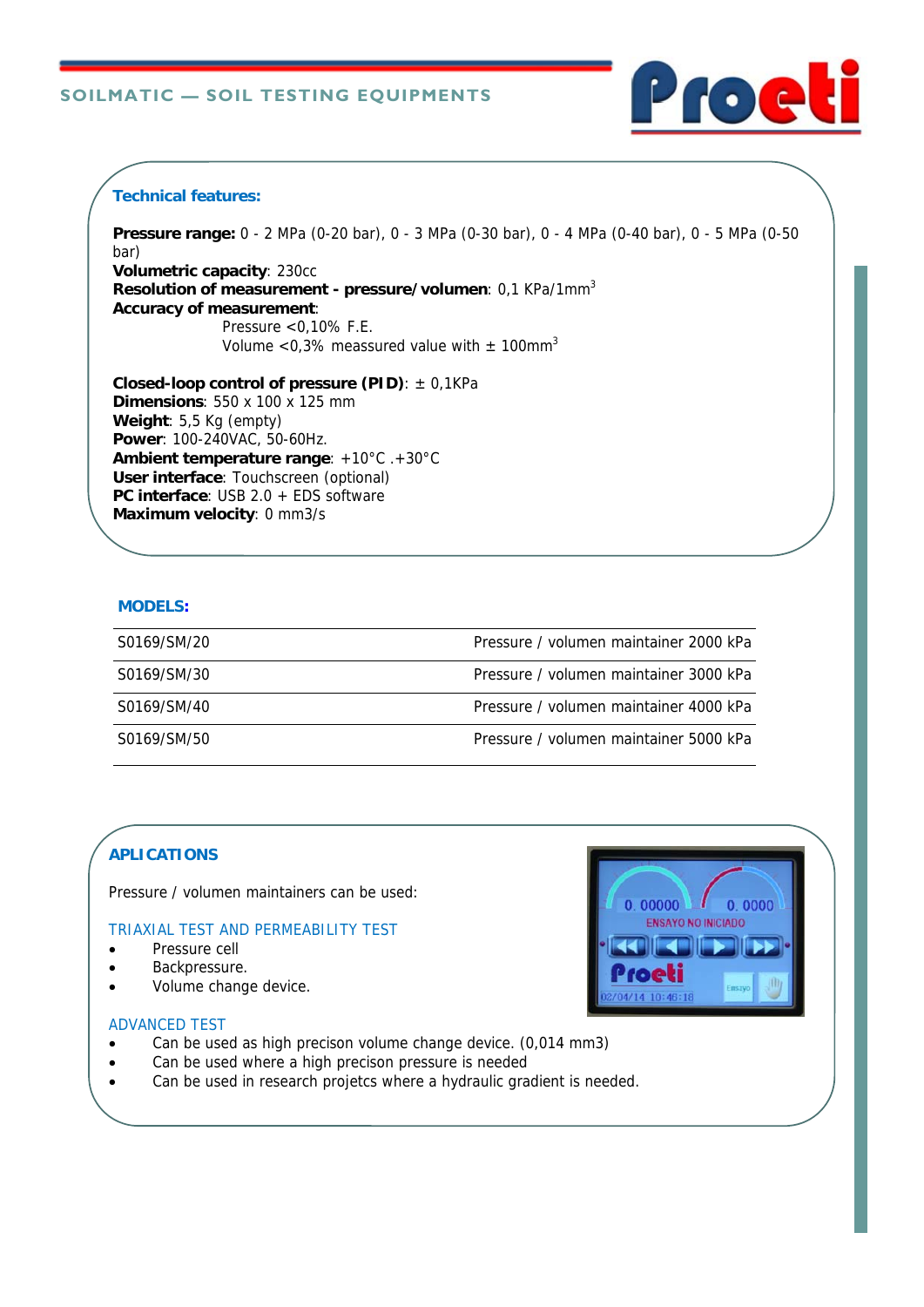**Technical features:**

**Pressure range:** 0 - 2 MPa (0-20 bar), 0 - 3 MPa (0-30 bar), 0 - 4 MPa (0-40 bar), 0 - 5 MPa (0-50 bar)
**Volumetric capacity**: 230cc
**Resolution of measurement - pressure/volumen**: 0,1 KPa/1mm$^3$
**Accuracy of measurement**:
Pressure <0,10% F.E.
Volume <0,3% measured value with ± 100mm$^3$

**Closed-loop control of pressure (PID)**: ± 0,1KPa
**Dimensions**: 550 x 100 x 125 mm
**Weight**: 5,5 Kg (empty)
**Power**: 100-240VAC, 50-60Hz.
**Ambient temperature range**: +10°C .+30°C
**User interface**: Touchscreen (optional)
**PC interface**: USB 2.0 + EDS software
**Maximum velocity**: 0 mm3/s

**MODELS:**

| | |
|---|---|
| S0169/SM/20 | Pressure / volumen maintainer 2000 kPa |
| S0169/SM/30 | Pressure / volumen maintainer 3000 kPa |
| S0169/SM/40 | Pressure / volumen maintainer 4000 kPa |
| S0169/SM/50 | Pressure / volumen maintainer 5000 kPa |

**APLICATIONS**

Pressure / volumen maintainers can be used:

TRIAXIAL TEST AND PERMEABILITY TEST

- Pressure cell
- Backpressure.
- Volume change device.

ADVANCED TEST

- Can be used as high precison volume change device. (0,014 mm3)
- Can be used where a high precison pressure is needed
- Can be used in research projetcs where a hydraulic gradient is needed.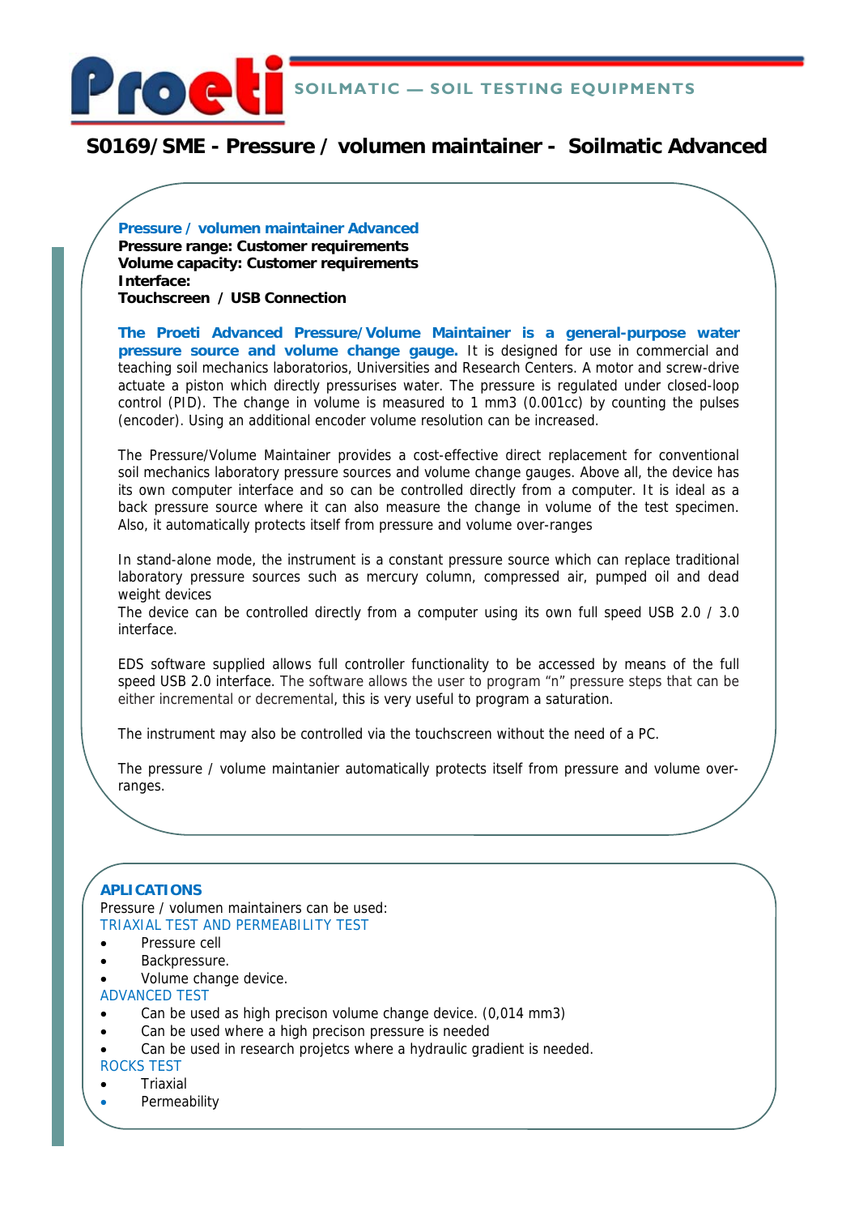# S0169/SME - Pressure / volumen maintainer - Soilmatic Advanced

**Pressure / volumen maintainer Advanced**
**Pressure range: Customer requirements**
**Volume capacity: Customer requirements**
**Interface:**
**Touchscreen / USB Connection**

**The Proeti Advanced Pressure/Volume Maintainer is a general-purpose water pressure source and volume change gauge.** It is designed for use in commercial and teaching soil mechanics laboratorios, Universities and Research Centers. A motor and screw-drive actuate a piston which directly pressurises water. The pressure is regulated under closed-loop control (PID). The change in volume is measured to 1 mm3 (0.001cc) by counting the pulses (encoder). Using an additional encoder volume resolution can be increased.

The Pressure/Volume Maintainer provides a cost-effective direct replacement for conventional soil mechanics laboratory pressure sources and volume change gauges. Above all, the device has its own computer interface and so can be controlled directly from a computer. It is ideal as a back pressure source where it can also measure the change in volume of the test specimen. Also, it automatically protects itself from pressure and volume over-ranges

In stand-alone mode, the instrument is a constant pressure source which can replace traditional laboratory pressure sources such as mercury column, compressed air, pumped oil and dead weight devices
The device can be controlled directly from a computer using its own full speed USB 2.0 / 3.0 interface.

EDS software supplied allows full controller functionality to be accessed by means of the full speed USB 2.0 interface. The software allows the user to program "n" pressure steps that can be either incremental or decremental, this is very useful to program a saturation.

The instrument may also be controlled via the touchscreen without the need of a PC.

The pressure / volume maintanier automatically protects itself from pressure and volume over-ranges.

## APLICATIONS

Pressure / volumen maintainers can be used:

TRIAXIAL TEST AND PERMEABILITY TEST

- Pressure cell
- Backpressure.
- Volume change device.

ADVANCED TEST

- Can be used as high precison volume change device. (0,014 mm3)
- Can be used where a high precison pressure is needed
- Can be used in research projetcs where a hydraulic gradient is needed.

ROCKS TEST

- Triaxial
- Permeability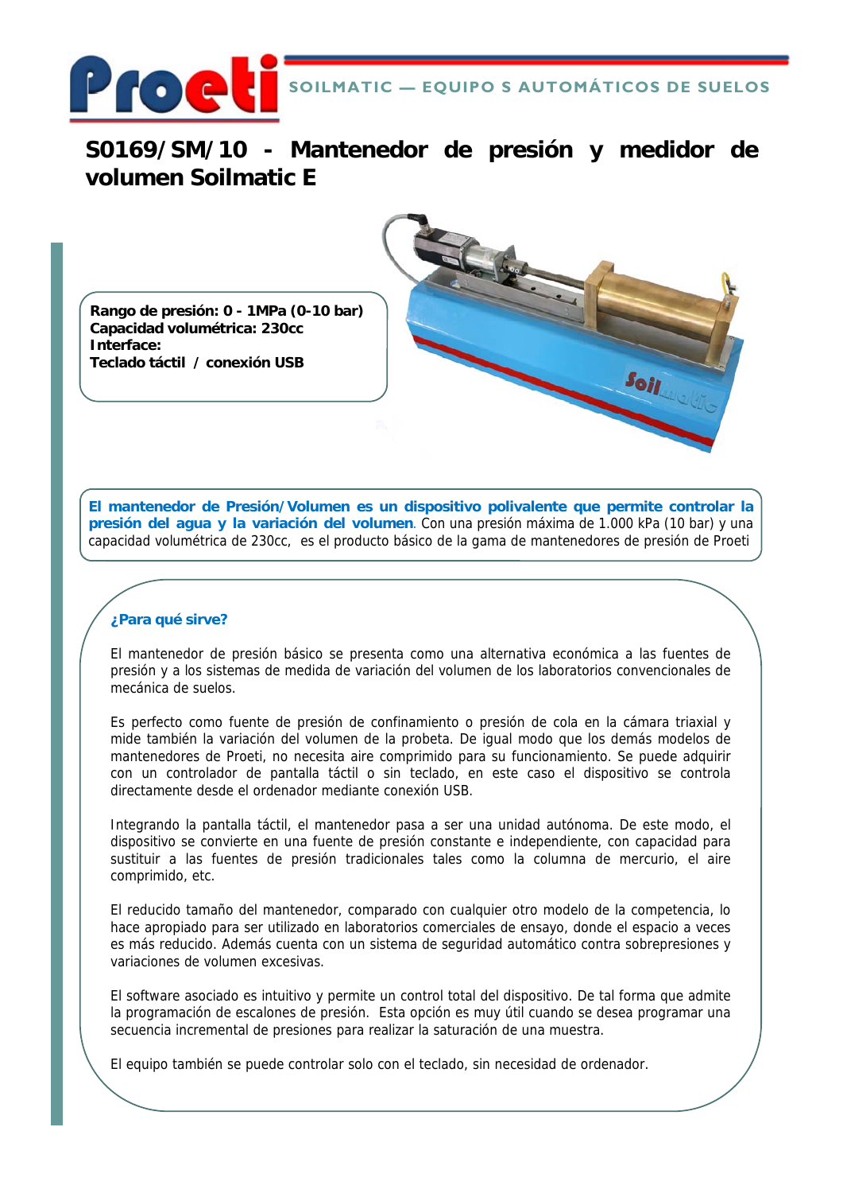SOILMATIC — EQUIPO S AUTOMÁTICOS DE SUELOS

# S0169/SM/10 - Mantenedor de presión y medidor de volumen Soilmatic E

**Rango de presión: 0 - 1MPa (0-10 bar)**
**Capacidad volumétrica: 230cc**
**Interface:**
**Teclado táctil / conexión USB**

**El mantenedor de Presión/Volumen es un dispositivo polivalente que permite controlar la presión del agua y la variación del volumen**. Con una presión máxima de 1.000 kPa (10 bar) y una capacidad volumétrica de 230cc, es el producto básico de la gama de mantenedores de presión de Proeti

## ¿Para qué sirve?

El mantenedor de presión básico se presenta como una alternativa económica a las fuentes de presión y a los sistemas de medida de variación del volumen de los laboratorios convencionales de mecánica de suelos.

Es perfecto como fuente de presión de confinamiento o presión de cola en la cámara triaxial y mide también la variación del volumen de la probeta. De igual modo que los demás modelos de mantenedores de Proeti, no necesita aire comprimido para su funcionamiento. Se puede adquirir con un controlador de pantalla táctil o sin teclado, en este caso el dispositivo se controla directamente desde el ordenador mediante conexión USB.

Integrando la pantalla táctil, el mantenedor pasa a ser una unidad autónoma. De este modo, el dispositivo se convierte en una fuente de presión constante e independiente, con capacidad para sustituir a las fuentes de presión tradicionales tales como la columna de mercurio, el aire comprimido, etc.

El reducido tamaño del mantenedor, comparado con cualquier otro modelo de la competencia, lo hace apropiado para ser utilizado en laboratorios comerciales de ensayo, donde el espacio a veces es más reducido. Además cuenta con un sistema de seguridad automático contra sobrepresiones y variaciones de volumen excesivas.

El software asociado es intuitivo y permite un control total del dispositivo. De tal forma que admite la programación de escalones de presión. Esta opción es muy útil cuando se desea programar una secuencia incremental de presiones para realizar la saturación de una muestra.

El equipo también se puede controlar solo con el teclado, sin necesidad de ordenador.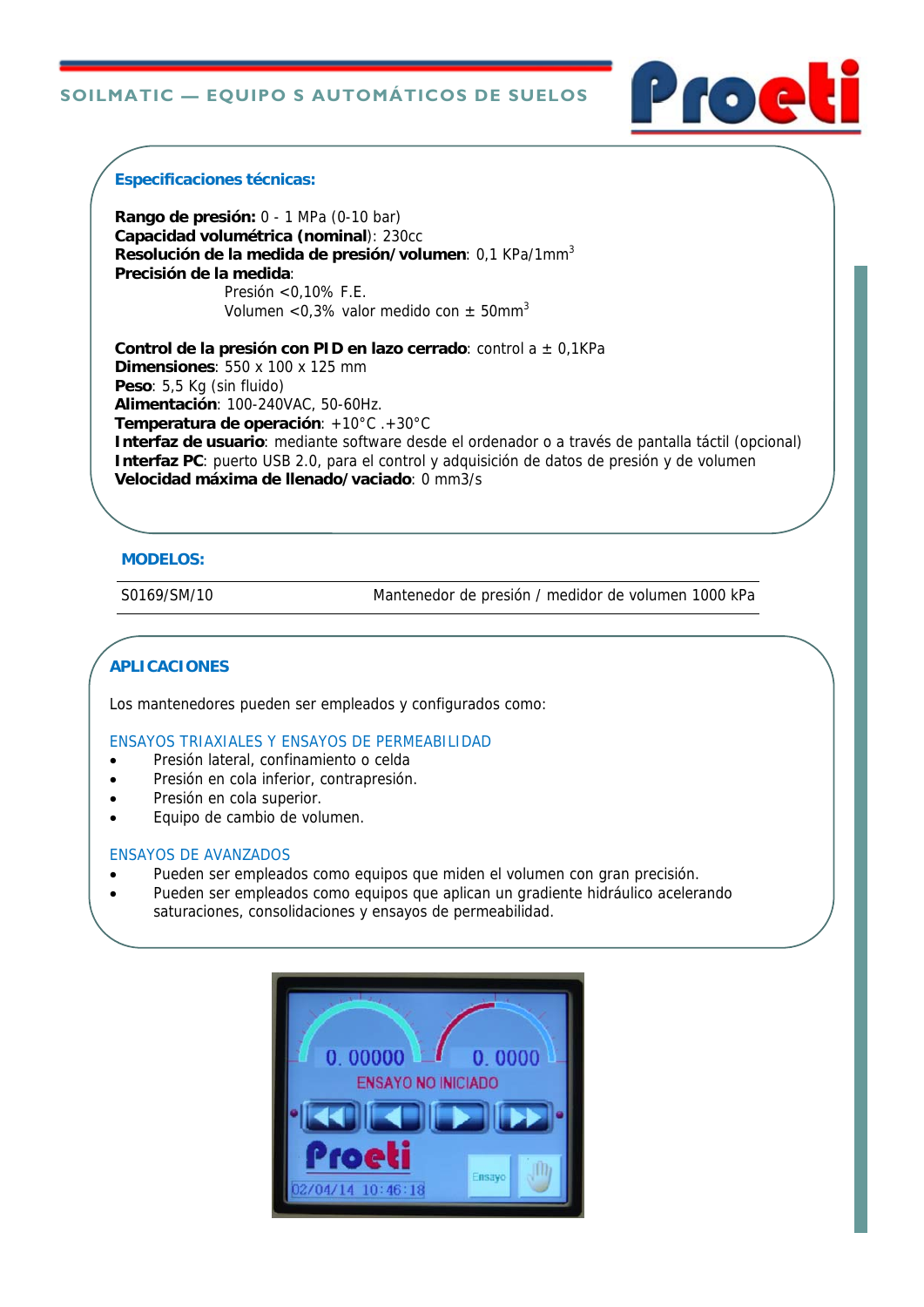### Especificaciones técnicas:

**Rango de presión:** 0 - 1 MPa (0-10 bar)
**Capacidad volumétrica (nominal)**: 230cc
**Resolución de la medida de presión/volumen**: 0,1 KPa/1mm$^3$
**Precisión de la medida**:
Presión <0,10% F.E.
Volumen <0,3% valor medido con ± 50mm$^3$

**Control de la presión con PID en lazo cerrado**: control a ± 0,1KPa
**Dimensiones**: 550 x 100 x 125 mm
**Peso**: 5,5 Kg (sin fluido)
**Alimentación**: 100-240VAC, 50-60Hz.
**Temperatura de operación**: +10°C .+30°C
**Interfaz de usuario**: mediante software desde el ordenador o a través de pantalla táctil (opcional)
**Interfaz PC**: puerto USB 2.0, para el control y adquisición de datos de presión y de volumen
**Velocidad máxima de llenado/vaciado**: 0 mm3/s

### MODELOS:

| | |
|---|---|
| S0169/SM/10 | Mantenedor de presión / medidor de volumen 1000 kPa |

### APLICACIONES

Los mantenedores pueden ser empleados y configurados como:

ENSAYOS TRIAXIALES Y ENSAYOS DE PERMEABILIDAD

- Presión lateral, confinamiento o celda
- Presión en cola inferior, contrapresión.
- Presión en cola superior.
- Equipo de cambio de volumen.

ENSAYOS DE AVANZADOS

- Pueden ser empleados como equipos que miden el volumen con gran precisión.
- Pueden ser empleados como equipos que aplican un gradiente hidráulico acelerando saturaciones, consolidaciones y ensayos de permeabilidad.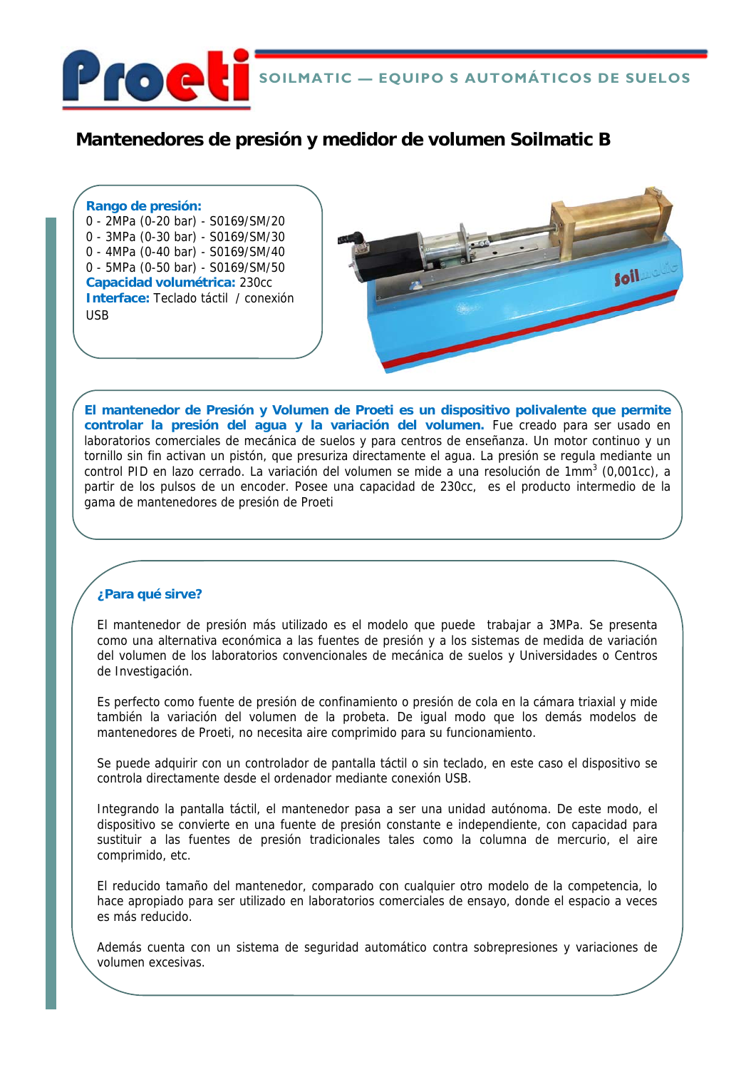# Mantenedores de presión y medidor de volumen Soilmatic B

**Rango de presión:**
0 - 2MPa (0-20 bar) - S0169/SM/20
0 - 3MPa (0-30 bar) - S0169/SM/30
0 - 4MPa (0-40 bar) - S0169/SM/40
0 - 5MPa (0-50 bar) - S0169/SM/50
**Capacidad volumétrica:** 230cc
**Interface:** Teclado táctil / conexión USB

**El mantenedor de Presión y Volumen de Proeti es un dispositivo polivalente que permite controlar la presión del agua y la variación del volumen.** Fue creado para ser usado en laboratorios comerciales de mecánica de suelos y para centros de enseñanza. Un motor continuo y un tornillo sin fin activan un pistón, que presuriza directamente el agua. La presión se regula mediante un control PID en lazo cerrado. La variación del volumen se mide a una resolución de $1mm^3$ (0,001cc), a partir de los pulsos de un encoder. Posee una capacidad de 230cc, es el producto intermedio de la gama de mantenedores de presión de Proeti

## ¿Para qué sirve?

El mantenedor de presión más utilizado es el modelo que puede trabajar a 3MPa. Se presenta como una alternativa económica a las fuentes de presión y a los sistemas de medida de variación del volumen de los laboratorios convencionales de mecánica de suelos y Universidades o Centros de Investigación.

Es perfecto como fuente de presión de confinamiento o presión de cola en la cámara triaxial y mide también la variación del volumen de la probeta. De igual modo que los demás modelos de mantenedores de Proeti, no necesita aire comprimido para su funcionamiento.

Se puede adquirir con un controlador de pantalla táctil o sin teclado, en este caso el dispositivo se controla directamente desde el ordenador mediante conexión USB.

Integrando la pantalla táctil, el mantenedor pasa a ser una unidad autónoma. De este modo, el dispositivo se convierte en una fuente de presión constante e independiente, con capacidad para sustituir a las fuentes de presión tradicionales tales como la columna de mercurio, el aire comprimido, etc.

El reducido tamaño del mantenedor, comparado con cualquier otro modelo de la competencia, lo hace apropiado para ser utilizado en laboratorios comerciales de ensayo, donde el espacio a veces es más reducido.

Además cuenta con un sistema de seguridad automático contra sobrepresiones y variaciones de volumen excesivas.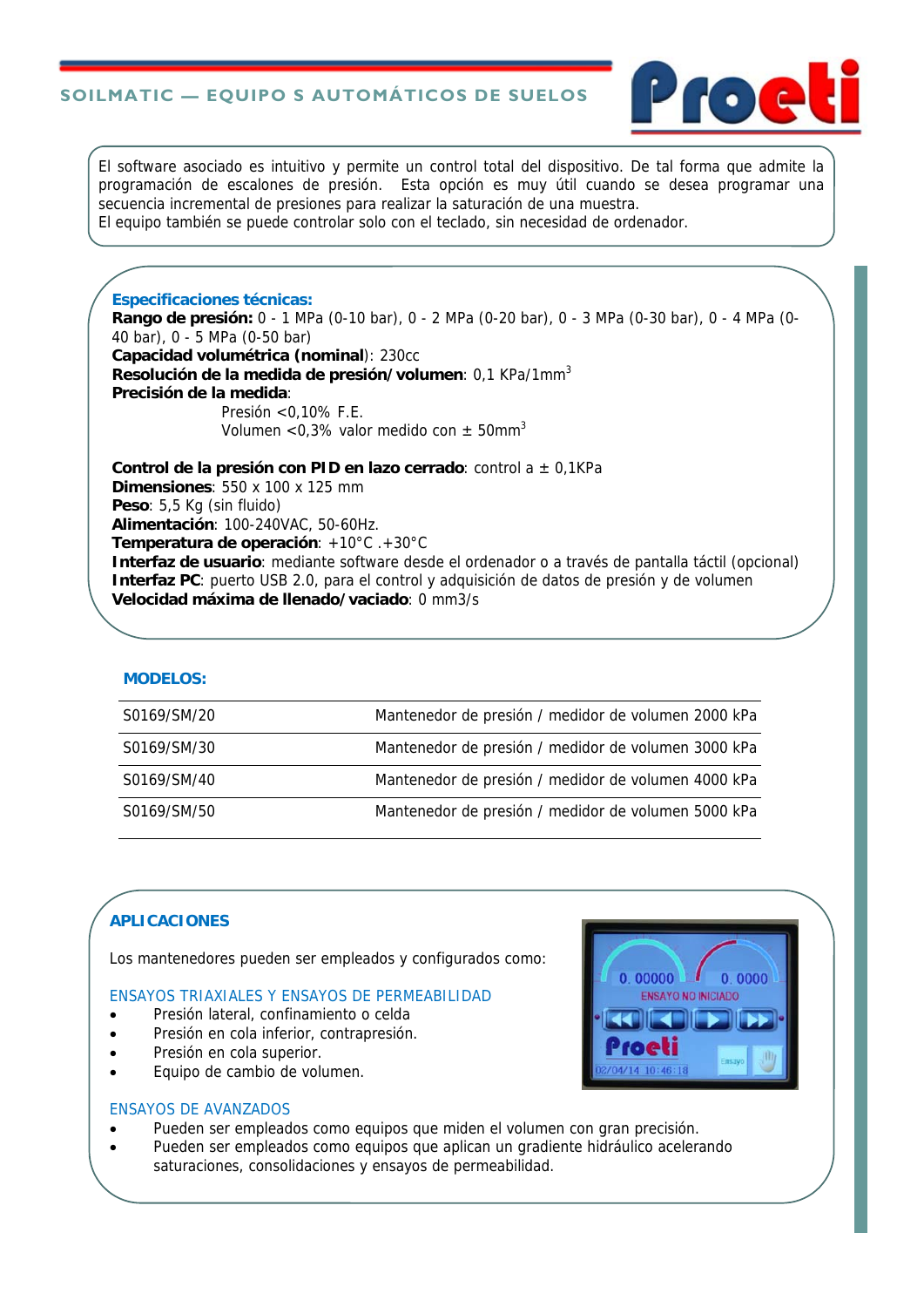El software asociado es intuitivo y permite un control total del dispositivo. De tal forma que admite la programación de escalones de presión. Esta opción es muy útil cuando se desea programar una secuencia incremental de presiones para realizar la saturación de una muestra.
El equipo también se puede controlar solo con el teclado, sin necesidad de ordenador.

### Especificaciones técnicas:

**Rango de presión:** 0 - 1 MPa (0-10 bar), 0 - 2 MPa (0-20 bar), 0 - 3 MPa (0-30 bar), 0 - 4 MPa (0-40 bar), 0 - 5 MPa (0-50 bar)
**Capacidad volumétrica (nominal)**: 230cc
**Resolución de la medida de presión/volumen**: 0,1 KPa/1mm$^3$
**Precisión de la medida**:
Presión <0,10% F.E.
Volumen <0,3% valor medido con ± 50mm$^3$

**Control de la presión con PID en lazo cerrado**: control a ± 0,1KPa
**Dimensiones**: 550 x 100 x 125 mm
**Peso**: 5,5 Kg (sin fluido)
**Alimentación**: 100-240VAC, 50-60Hz.
**Temperatura de operación**: +10°C .+30°C
**Interfaz de usuario**: mediante software desde el ordenador o a través de pantalla táctil (opcional)
**Interfaz PC**: puerto USB 2.0, para el control y adquisición de datos de presión y de volumen
**Velocidad máxima de llenado/vaciado**: 0 mm3/s

### MODELOS:

| | |
|---|---|
| S0169/SM/20 | Mantenedor de presión / medidor de volumen 2000 kPa |
| S0169/SM/30 | Mantenedor de presión / medidor de volumen 3000 kPa |
| S0169/SM/40 | Mantenedor de presión / medidor de volumen 4000 kPa |
| S0169/SM/50 | Mantenedor de presión / medidor de volumen 5000 kPa |

### APLICACIONES

Los mantenedores pueden ser empleados y configurados como:

ENSAYOS TRIAXIALES Y ENSAYOS DE PERMEABILIDAD

- Presión lateral, confinamiento o celda
- Presión en cola inferior, contrapresión.
- Presión en cola superior.
- Equipo de cambio de volumen.

ENSAYOS DE AVANZADOS

- Pueden ser empleados como equipos que miden el volumen con gran precisión.
- Pueden ser empleados como equipos que aplican un gradiente hidráulico acelerando saturaciones, consolidaciones y ensayos de permeabilidad.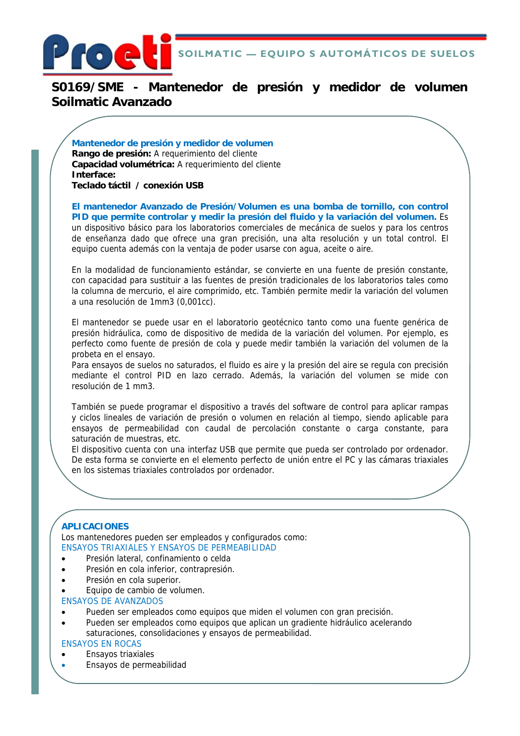# S0169/SME - Mantenedor de presión y medidor de volumen Soilmatic Avanzado

**Mantenedor de presión y medidor de volumen**
**Rango de presión:** A requerimiento del cliente
**Capacidad volumétrica:** A requerimiento del cliente
**Interface:**
**Teclado táctil / conexión USB**

**El mantenedor Avanzado de Presión/Volumen es una bomba de tornillo, con control PID que permite controlar y medir la presión del fluido y la variación del volumen.** Es un dispositivo básico para los laboratorios comerciales de mecánica de suelos y para los centros de enseñanza dado que ofrece una gran precisión, una alta resolución y un total control. El equipo cuenta además con la ventaja de poder usarse con agua, aceite o aire.

En la modalidad de funcionamiento estándar, se convierte en una fuente de presión constante, con capacidad para sustituir a las fuentes de presión tradicionales de los laboratorios tales como la columna de mercurio, el aire comprimido, etc. También permite medir la variación del volumen a una resolución de 1mm3 (0,001cc).

El mantenedor se puede usar en el laboratorio geotécnico tanto como una fuente genérica de presión hidráulica, como de dispositivo de medida de la variación del volumen. Por ejemplo, es perfecto como fuente de presión de cola y puede medir también la variación del volumen de la probeta en el ensayo.
Para ensayos de suelos no saturados, el fluido es aire y la presión del aire se regula con precisión mediante el control PID en lazo cerrado. Además, la variación del volumen se mide con resolución de 1 mm3.

También se puede programar el dispositivo a través del software de control para aplicar rampas y ciclos lineales de variación de presión o volumen en relación al tiempo, siendo aplicable para ensayos de permeabilidad con caudal de percolación constante o carga constante, para saturación de muestras, etc.
El dispositivo cuenta con una interfaz USB que permite que pueda ser controlado por ordenador. De esta forma se convierte en el elemento perfecto de unión entre el PC y las cámaras triaxiales en los sistemas triaxiales controlados por ordenador.

## APLICACIONES

Los mantenedores pueden ser empleados y configurados como:

ENSAYOS TRIAXIALES Y ENSAYOS DE PERMEABILIDAD

- Presión lateral, confinamiento o celda
- Presión en cola inferior, contrapresión.
- Presión en cola superior.
- Equipo de cambio de volumen.

ENSAYOS DE AVANZADOS

- Pueden ser empleados como equipos que miden el volumen con gran precisión.
- Pueden ser empleados como equipos que aplican un gradiente hidráulico acelerando saturaciones, consolidaciones y ensayos de permeabilidad.

ENSAYOS EN ROCAS

- Ensayos triaxiales
- Ensayos de permeabilidad